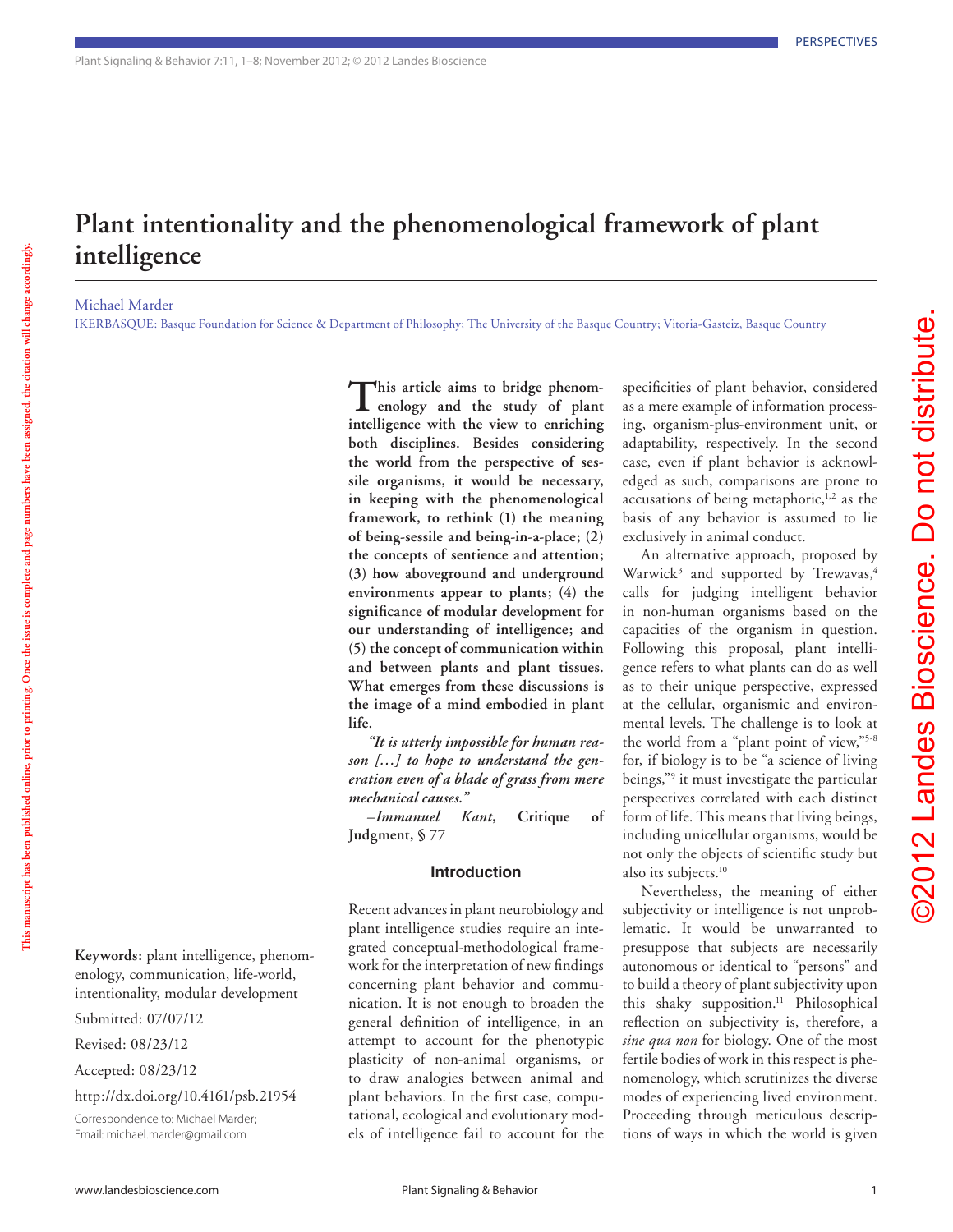# Plant intentionality and the phenomenological framework of plant intelligence

Michael Marder

IKERBASQUE: Basque Foundation for Science & Department of Philosophy; The University of the Basque Country; Vitoria-Gasteiz, Basque Country

**Keywords:** plant intelligence, phenomenology, communication, life-world, intentionality, modular development

Submitted: 07/07/12

Revised: 08/23/12

Accepted: 08/23/12

http://dx.doi.org/10.4161/psb.21954

Correspondence to: Michael Marder; Email: michael.marder@gmail.com

**This article aims to bridge phenomenology and the study of plant intelligence with the view to enriching both disciplines. Besides considering the world from the perspective of sessile organisms, it would be necessary, in keeping with the phenomenological framework, to rethink (1) the meaning of being-sessile and being-in-a-place; (2) the concepts of sentience and attention; (3) how aboveground and underground environments appear to plants; (4) the significance of modular development for our understanding of intelligence; and (5) the concept of communication within and between plants and plant tissues. What emerges from these discussions is the image of a mind embodied in plant life.**

***"It is utterly impossible for human reason […] to hope to understand the generation even of a blade of grass from mere mechanical causes."***

***–Immanuel Kant*, Critique of Judgment, § 77**

## Introduction

Recent advances in plant neurobiology and plant intelligence studies require an integrated conceptual-methodological framework for the interpretation of new findings concerning plant behavior and communication. It is not enough to broaden the general definition of intelligence, in an attempt to account for the phenotypic plasticity of non-animal organisms, or to draw analogies between animal and plant behaviors. In the first case, computational, ecological and evolutionary models of intelligence fail to account for the specificities of plant behavior, considered as a mere example of information processing, organism-plus-environment unit, or adaptability, respectively. In the second case, even if plant behavior is acknowledged as such, comparisons are prone to accusations of being metaphoric,[1,2] as the basis of any behavior is assumed to lie exclusively in animal conduct.

An alternative approach, proposed by Warwick[3] and supported by Trewavas,[4] calls for judging intelligent behavior in non-human organisms based on the capacities of the organism in question. Following this proposal, plant intelligence refers to what plants can do as well as to their unique perspective, expressed at the cellular, organismic and environmental levels. The challenge is to look at the world from a "plant point of view,"[5-8] for, if biology is to be "a science of living beings,"[9] it must investigate the particular perspectives correlated with each distinct form of life. This means that living beings, including unicellular organisms, would be not only the objects of scientific study but also its subjects.[10]

Nevertheless, the meaning of either subjectivity or intelligence is not unproblematic. It would be unwarranted to presuppose that subjects are necessarily autonomous or identical to "persons" and to build a theory of plant subjectivity upon this shaky supposition.[11] Philosophical reflection on subjectivity is, therefore, a *sine qua non* for biology. One of the most fertile bodies of work in this respect is phenomenology, which scrutinizes the diverse modes of experiencing lived environment. Proceeding through meticulous descriptions of ways in which the world is given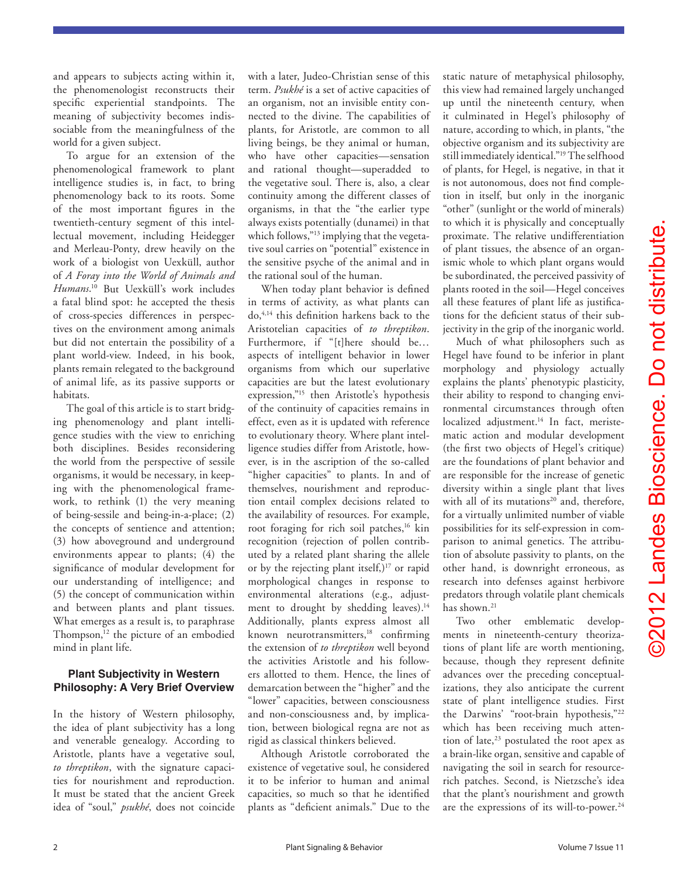and appears to subjects acting within it, the phenomenologist reconstructs their specific experiential standpoints. The meaning of subjectivity becomes indissociable from the meaningfulness of the world for a given subject.

To argue for an extension of the phenomenological framework to plant intelligence studies is, in fact, to bring phenomenology back to its roots. Some of the most important figures in the twentieth-century segment of this intellectual movement, including Heidegger and Merleau-Ponty, drew heavily on the work of a biologist von Uexküll, author of *A Foray into the World of Animals and Humans*.[10] But Uexküll's work includes a fatal blind spot: he accepted the thesis of cross-species differences in perspectives on the environment among animals but did not entertain the possibility of a plant world-view. Indeed, in his book, plants remain relegated to the background of animal life, as its passive supports or habitats.

The goal of this article is to start bridging phenomenology and plant intelligence studies with the view to enriching both disciplines. Besides reconsidering the world from the perspective of sessile organisms, it would be necessary, in keeping with the phenomenological framework, to rethink (1) the very meaning of being-sessile and being-in-a-place; (2) the concepts of sentience and attention; (3) how aboveground and underground environments appear to plants; (4) the significance of modular development for our understanding of intelligence; and (5) the concept of communication within and between plants and plant tissues. What emerges as a result is, to paraphrase Thompson,[12] the picture of an embodied mind in plant life.

## Plant Subjectivity in Western Philosophy: A Very Brief Overview

In the history of Western philosophy, the idea of plant subjectivity has a long and venerable genealogy. According to Aristotle, plants have a vegetative soul, *to threptikon*, with the signature capacities for nourishment and reproduction. It must be stated that the ancient Greek idea of "soul," *psukhé*, does not coincide with a later, Judeo-Christian sense of this term. *Psukhé* is a set of active capacities of an organism, not an invisible entity connected to the divine. The capabilities of plants, for Aristotle, are common to all living beings, be they animal or human, who have other capacities—sensation and rational thought—superadded to the vegetative soul. There is, also, a clear continuity among the different classes of organisms, in that the "the earlier type always exists potentially (dunamei) in that which follows,"[13] implying that the vegetative soul carries on "potential" existence in the sensitive psyche of the animal and in the rational soul of the human.

When today plant behavior is defined in terms of activity, as what plants can do,[4,14] this definition harkens back to the Aristotelian capacities of *to threptikon*. Furthermore, if "[t]here should be… aspects of intelligent behavior in lower organisms from which our superlative capacities are but the latest evolutionary expression,"[15] then Aristotle's hypothesis of the continuity of capacities remains in effect, even as it is updated with reference to evolutionary theory. Where plant intelligence studies differ from Aristotle, however, is in the ascription of the so-called "higher capacities" to plants. In and of themselves, nourishment and reproduction entail complex decisions related to the availability of resources. For example, root foraging for rich soil patches,[16] kin recognition (rejection of pollen contributed by a related plant sharing the allele or by the rejecting plant itself,)[17] or rapid morphological changes in response to environmental alterations (e.g., adjustment to drought by shedding leaves).[14] Additionally, plants express almost all known neurotransmitters,[18] confirming the extension of *to threptikon* well beyond the activities Aristotle and his followers allotted to them. Hence, the lines of demarcation between the "higher" and the "lower" capacities, between consciousness and non-consciousness and, by implication, between biological regna are not as rigid as classical thinkers believed.

Although Aristotle corroborated the existence of vegetative soul, he considered it to be inferior to human and animal capacities, so much so that he identified plants as "deficient animals." Due to the static nature of metaphysical philosophy, this view had remained largely unchanged up until the nineteenth century, when it culminated in Hegel's philosophy of nature, according to which, in plants, "the objective organism and its subjectivity are still immediately identical."[19] The selfhood of plants, for Hegel, is negative, in that it is not autonomous, does not find completion in itself, but only in the inorganic "other" (sunlight or the world of minerals) to which it is physically and conceptually proximate. The relative undifferentiation of plant tissues, the absence of an organismic whole to which plant organs would be subordinated, the perceived passivity of plants rooted in the soil—Hegel conceives all these features of plant life as justifications for the deficient status of their subjectivity in the grip of the inorganic world.

Much of what philosophers such as Hegel have found to be inferior in plant morphology and physiology actually explains the plants' phenotypic plasticity, their ability to respond to changing environmental circumstances through often localized adjustment.[14] In fact, meristematic action and modular development (the first two objects of Hegel's critique) are the foundations of plant behavior and are responsible for the increase of genetic diversity within a single plant that lives with all of its mutations[20] and, therefore, for a virtually unlimited number of viable possibilities for its self-expression in comparison to animal genetics. The attribution of absolute passivity to plants, on the other hand, is downright erroneous, as research into defenses against herbivore predators through volatile plant chemicals has shown.[21]

Two other emblematic developments in nineteenth-century theorizations of plant life are worth mentioning, because, though they represent definite advances over the preceding conceptualizations, they also anticipate the current state of plant intelligence studies. First the Darwins' "root-brain hypothesis,"[22] which has been receiving much attention of late,[23] postulated the root apex as a brain-like organ, sensitive and capable of navigating the soil in search for resource-rich patches. Second, is Nietzsche's idea that the plant's nourishment and growth are the expressions of its will-to-power.[24]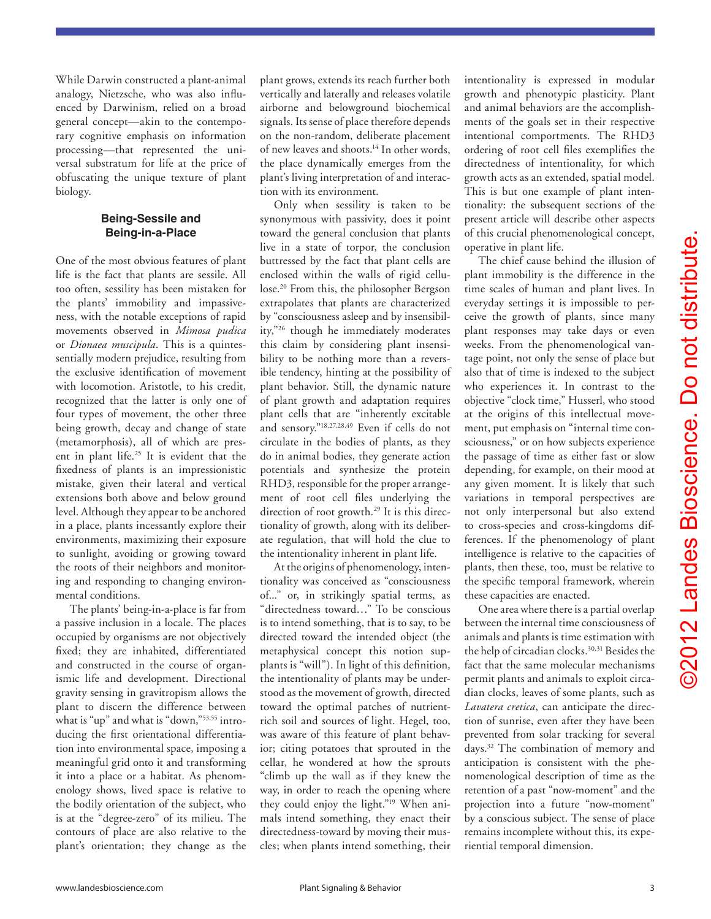While Darwin constructed a plant-animal analogy, Nietzsche, who was also influenced by Darwinism, relied on a broad general concept—akin to the contemporary cognitive emphasis on information processing—that represented the universal substratum for life at the price of obfuscating the unique texture of plant biology.

## Being-Sessile and Being-in-a-Place

One of the most obvious features of plant life is the fact that plants are sessile. All too often, sessility has been mistaken for the plants' immobility and impassiveness, with the notable exceptions of rapid movements observed in *Mimosa pudica* or *Dionaea muscipula*. This is a quintessentially modern prejudice, resulting from the exclusive identification of movement with locomotion. Aristotle, to his credit, recognized that the latter is only one of four types of movement, the other three being growth, decay and change of state (metamorphosis), all of which are present in plant life.[25] It is evident that the fixedness of plants is an impressionistic mistake, given their lateral and vertical extensions both above and below ground level. Although they appear to be anchored in a place, plants incessantly explore their environments, maximizing their exposure to sunlight, avoiding or growing toward the roots of their neighbors and monitoring and responding to changing environmental conditions.

The plants' being-in-a-place is far from a passive inclusion in a locale. The places occupied by organisms are not objectively fixed; they are inhabited, differentiated and constructed in the course of organismic life and development. Directional gravity sensing in gravitropism allows the plant to discern the difference between what is "up" and what is "down,"[53,55] introducing the first orientational differentiation into environmental space, imposing a meaningful grid onto it and transforming it into a place or a habitat. As phenomenology shows, lived space is relative to the bodily orientation of the subject, who is at the "degree-zero" of its milieu. The contours of place are also relative to the plant's orientation; they change as the plant grows, extends its reach further both vertically and laterally and releases volatile airborne and belowground biochemical signals. Its sense of place therefore depends on the non-random, deliberate placement of new leaves and shoots.[14] In other words, the place dynamically emerges from the plant's living interpretation of and interaction with its environment.

Only when sessility is taken to be synonymous with passivity, does it point toward the general conclusion that plants live in a state of torpor, the conclusion buttressed by the fact that plant cells are enclosed within the walls of rigid cellulose.[20] From this, the philosopher Bergson extrapolates that plants are characterized by "consciousness asleep and by insensibility,"[26] though he immediately moderates this claim by considering plant insensibility to be nothing more than a reversible tendency, hinting at the possibility of plant behavior. Still, the dynamic nature of plant growth and adaptation requires plant cells that are "inherently excitable and sensory."[18,27,28,49] Even if cells do not circulate in the bodies of plants, as they do in animal bodies, they generate action potentials and synthesize the protein RHD3, responsible for the proper arrangement of root cell files underlying the direction of root growth.[29] It is this directionality of growth, along with its deliberate regulation, that will hold the clue to the intentionality inherent in plant life.

At the origins of phenomenology, intentionality was conceived as "consciousness of..." or, in strikingly spatial terms, as "directedness toward…" To be conscious is to intend something, that is to say, to be directed toward the intended object (the metaphysical concept this notion supplants is "will"). In light of this definition, the intentionality of plants may be understood as the movement of growth, directed toward the optimal patches of nutrient-rich soil and sources of light. Hegel, too, was aware of this feature of plant behavior; citing potatoes that sprouted in the cellar, he wondered at how the sprouts "climb up the wall as if they knew the way, in order to reach the opening where they could enjoy the light."[19] When animals intend something, they enact their directedness-toward by moving their muscles; when plants intend something, their intentionality is expressed in modular growth and phenotypic plasticity. Plant and animal behaviors are the accomplishments of the goals set in their respective intentional comportments. The RHD3 ordering of root cell files exemplifies the directedness of intentionality, for which growth acts as an extended, spatial model. This is but one example of plant intentionality: the subsequent sections of the present article will describe other aspects of this crucial phenomenological concept, operative in plant life.

The chief cause behind the illusion of plant immobility is the difference in the time scales of human and plant lives. In everyday settings it is impossible to perceive the growth of plants, since many plant responses may take days or even weeks. From the phenomenological vantage point, not only the sense of place but also that of time is indexed to the subject who experiences it. In contrast to the objective "clock time," Husserl, who stood at the origins of this intellectual movement, put emphasis on "internal time consciousness," or on how subjects experience the passage of time as either fast or slow depending, for example, on their mood at any given moment. It is likely that such variations in temporal perspectives are not only interpersonal but also extend to cross-species and cross-kingdoms differences. If the phenomenology of plant intelligence is relative to the capacities of plants, then these, too, must be relative to the specific temporal framework, wherein these capacities are enacted.

One area where there is a partial overlap between the internal time consciousness of animals and plants is time estimation with the help of circadian clocks.[30,31] Besides the fact that the same molecular mechanisms permit plants and animals to exploit circadian clocks, leaves of some plants, such as *Lavatera cretica*, can anticipate the direction of sunrise, even after they have been prevented from solar tracking for several days.[32] The combination of memory and anticipation is consistent with the phenomenological description of time as the retention of a past "now-moment" and the projection into a future "now-moment" by a conscious subject. The sense of place remains incomplete without this, its experiential temporal dimension.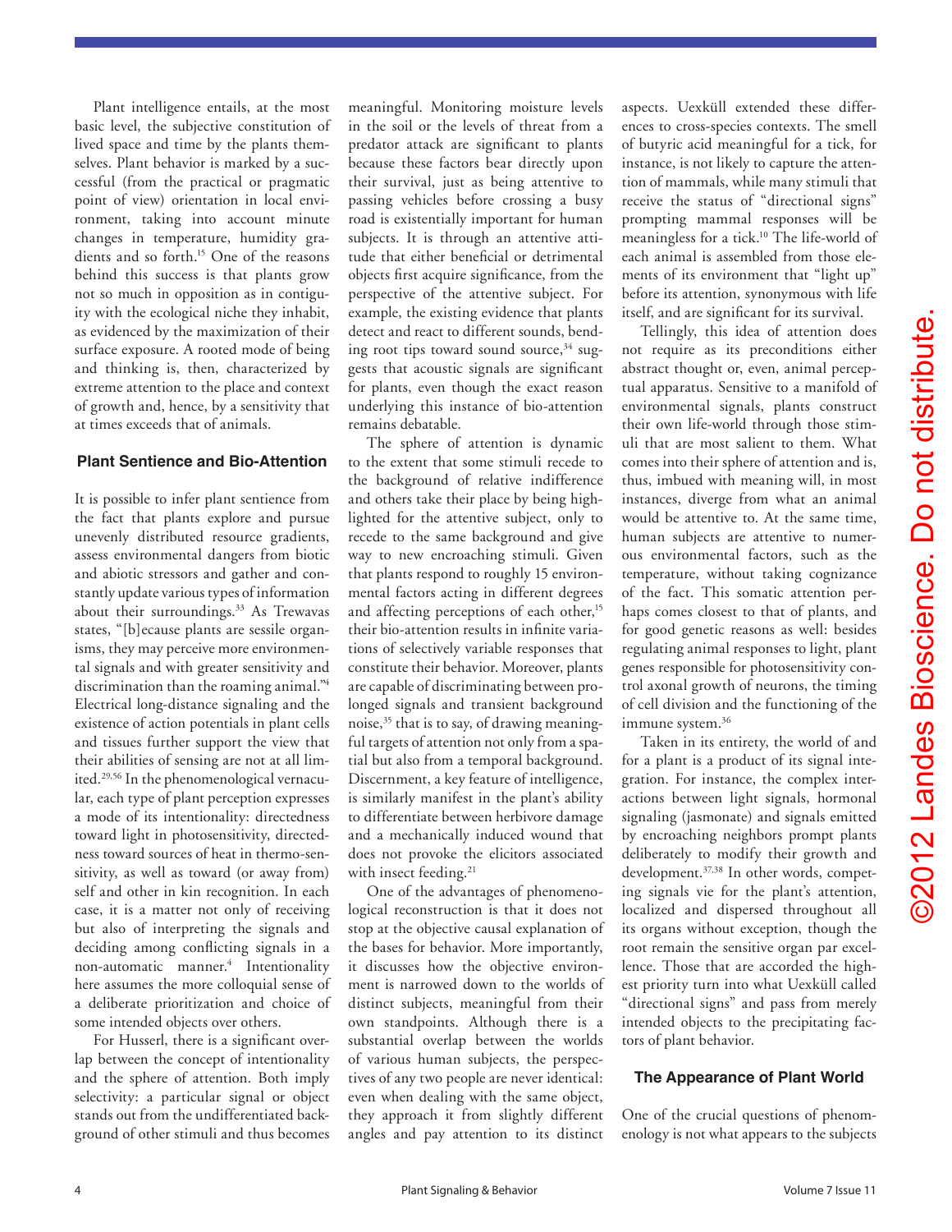Plant intelligence entails, at the most basic level, the subjective constitution of lived space and time by the plants themselves. Plant behavior is marked by a successful (from the practical or pragmatic point of view) orientation in local environment, taking into account minute changes in temperature, humidity gradients and so forth.[15] One of the reasons behind this success is that plants grow not so much in opposition as in contiguity with the ecological niche they inhabit, as evidenced by the maximization of their surface exposure. A rooted mode of being and thinking is, then, characterized by extreme attention to the place and context of growth and, hence, by a sensitivity that at times exceeds that of animals.

## Plant Sentience and Bio-Attention

It is possible to infer plant sentience from the fact that plants explore and pursue unevenly distributed resource gradients, assess environmental dangers from biotic and abiotic stressors and gather and constantly update various types of information about their surroundings.[33] As Trewavas states, "[b]ecause plants are sessile organisms, they may perceive more environmental signals and with greater sensitivity and discrimination than the roaming animal."[4] Electrical long-distance signaling and the existence of action potentials in plant cells and tissues further support the view that their abilities of sensing are not at all limited.[29,56] In the phenomenological vernacular, each type of plant perception expresses a mode of its intentionality: directedness toward light in photosensitivity, directedness toward sources of heat in thermo-sensitivity, as well as toward (or away from) self and other in kin recognition. In each case, it is a matter not only of receiving but also of interpreting the signals and deciding among conflicting signals in a non-automatic manner.[4] Intentionality here assumes the more colloquial sense of a deliberate prioritization and choice of some intended objects over others.

For Husserl, there is a significant overlap between the concept of intentionality and the sphere of attention. Both imply selectivity: a particular signal or object stands out from the undifferentiated background of other stimuli and thus becomes meaningful. Monitoring moisture levels in the soil or the levels of threat from a predator attack are significant to plants because these factors bear directly upon their survival, just as being attentive to passing vehicles before crossing a busy road is existentially important for human subjects. It is through an attentive attitude that either beneficial or detrimental objects first acquire significance, from the perspective of the attentive subject. For example, the existing evidence that plants detect and react to different sounds, bending root tips toward sound source,[34] suggests that acoustic signals are significant for plants, even though the exact reason underlying this instance of bio-attention remains debatable.

The sphere of attention is dynamic to the extent that some stimuli recede to the background of relative indifference and others take their place by being highlighted for the attentive subject, only to recede to the same background and give way to new encroaching stimuli. Given that plants respond to roughly 15 environmental factors acting in different degrees and affecting perceptions of each other,[15] their bio-attention results in infinite variations of selectively variable responses that constitute their behavior. Moreover, plants are capable of discriminating between prolonged signals and transient background noise,[35] that is to say, of drawing meaningful targets of attention not only from a spatial but also from a temporal background. Discernment, a key feature of intelligence, is similarly manifest in the plant's ability to differentiate between herbivore damage and a mechanically induced wound that does not provoke the elicitors associated with insect feeding.[21]

One of the advantages of phenomenological reconstruction is that it does not stop at the objective causal explanation of the bases for behavior. More importantly, it discusses how the objective environment is narrowed down to the worlds of distinct subjects, meaningful from their own standpoints. Although there is a substantial overlap between the worlds of various human subjects, the perspectives of any two people are never identical: even when dealing with the same object, they approach it from slightly different angles and pay attention to its distinct aspects. Uexküll extended these differences to cross-species contexts. The smell of butyric acid meaningful for a tick, for instance, is not likely to capture the attention of mammals, while many stimuli that receive the status of "directional signs" prompting mammal responses will be meaningless for a tick.[10] The life-world of each animal is assembled from those elements of its environment that "light up" before its attention, synonymous with life itself, and are significant for its survival.

Tellingly, this idea of attention does not require as its preconditions either abstract thought or, even, animal perceptual apparatus. Sensitive to a manifold of environmental signals, plants construct their own life-world through those stimuli that are most salient to them. What comes into their sphere of attention and is, thus, imbued with meaning will, in most instances, diverge from what an animal would be attentive to. At the same time, human subjects are attentive to numerous environmental factors, such as the temperature, without taking cognizance of the fact. This somatic attention perhaps comes closest to that of plants, and for good genetic reasons as well: besides regulating animal responses to light, plant genes responsible for photosensitivity control axonal growth of neurons, the timing of cell division and the functioning of the immune system.[36]

Taken in its entirety, the world of and for a plant is a product of its signal integration. For instance, the complex interactions between light signals, hormonal signaling (jasmonate) and signals emitted by encroaching neighbors prompt plants deliberately to modify their growth and development.[37,38] In other words, competing signals vie for the plant's attention, localized and dispersed throughout all its organs without exception, though the root remain the sensitive organ par excellence. Those that are accorded the highest priority turn into what Uexküll called "directional signs" and pass from merely intended objects to the precipitating factors of plant behavior.

## The Appearance of Plant World

One of the crucial questions of phenomenology is not what appears to the subjects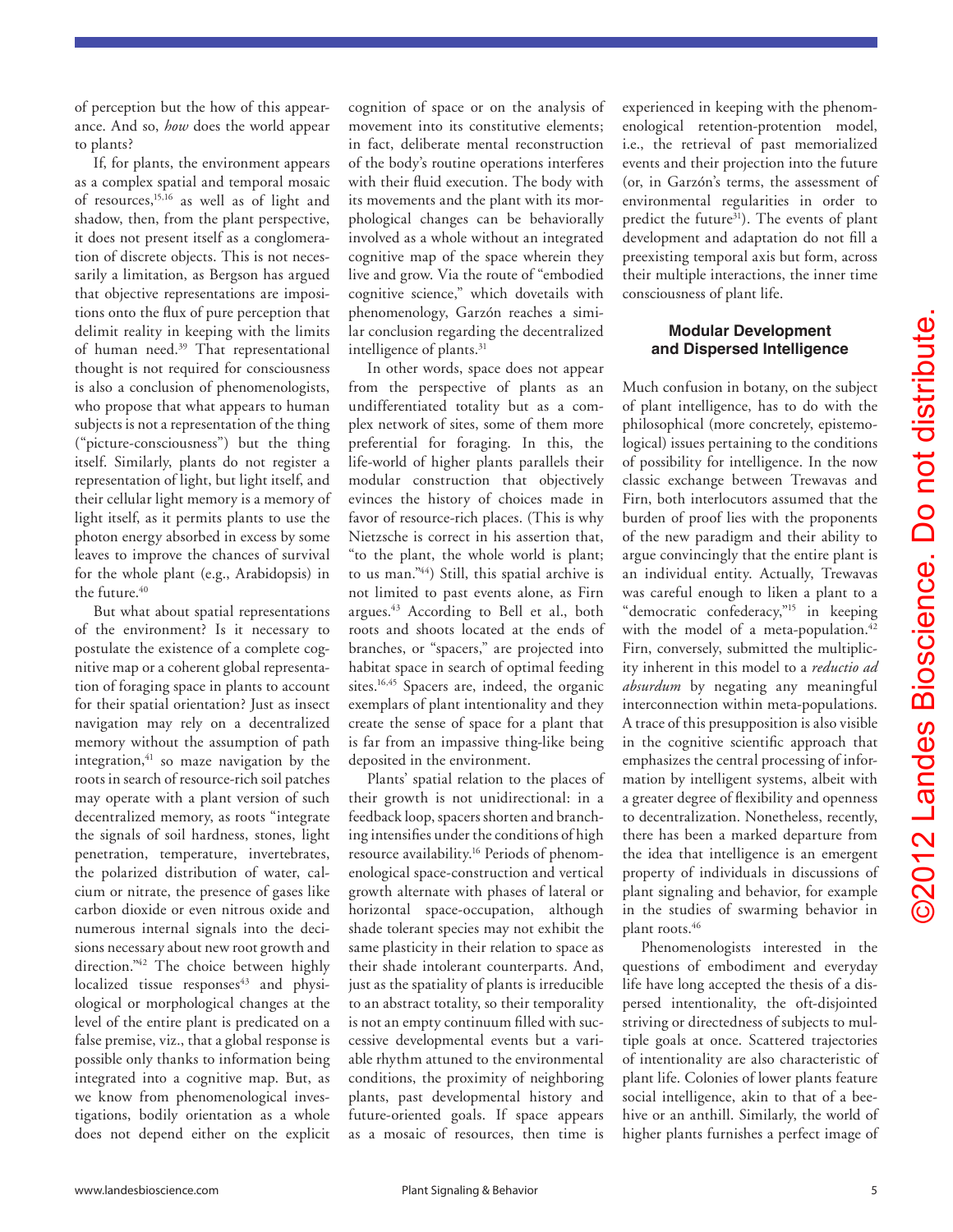of perception but the how of this appearance. And so, *how* does the world appear to plants?

If, for plants, the environment appears as a complex spatial and temporal mosaic of resources,[15,16] as well as of light and shadow, then, from the plant perspective, it does not present itself as a conglomeration of discrete objects. This is not necessarily a limitation, as Bergson has argued that objective representations are impositions onto the flux of pure perception that delimit reality in keeping with the limits of human need.[39] That representational thought is not required for consciousness is also a conclusion of phenomenologists, who propose that what appears to human subjects is not a representation of the thing ("picture-consciousness") but the thing itself. Similarly, plants do not register a representation of light, but light itself, and their cellular light memory is a memory of light itself, as it permits plants to use the photon energy absorbed in excess by some leaves to improve the chances of survival for the whole plant (e.g., Arabidopsis) in the future.[40]

But what about spatial representations of the environment? Is it necessary to postulate the existence of a complete cognitive map or a coherent global representation of foraging space in plants to account for their spatial orientation? Just as insect navigation may rely on a decentralized memory without the assumption of path integration,[41] so maze navigation by the roots in search of resource-rich soil patches may operate with a plant version of such decentralized memory, as roots "integrate the signals of soil hardness, stones, light penetration, temperature, invertebrates, the polarized distribution of water, calcium or nitrate, the presence of gases like carbon dioxide or even nitrous oxide and numerous internal signals into the decisions necessary about new root growth and direction."[42] The choice between highly localized tissue responses[43] and physiological or morphological changes at the level of the entire plant is predicated on a false premise, viz., that a global response is possible only thanks to information being integrated into a cognitive map. But, as we know from phenomenological investigations, bodily orientation as a whole does not depend either on the explicit cognition of space or on the analysis of movement into its constitutive elements; in fact, deliberate mental reconstruction of the body's routine operations interferes with their fluid execution. The body with its movements and the plant with its morphological changes can be behaviorally involved as a whole without an integrated cognitive map of the space wherein they live and grow. Via the route of "embodied cognitive science," which dovetails with phenomenology, Garzón reaches a similar conclusion regarding the decentralized intelligence of plants.[31]

In other words, space does not appear from the perspective of plants as an undifferentiated totality but as a complex network of sites, some of them more preferential for foraging. In this, the life-world of higher plants parallels their modular construction that objectively evinces the history of choices made in favor of resource-rich places. (This is why Nietzsche is correct in his assertion that, "to the plant, the whole world is plant; to us man."[44]) Still, this spatial archive is not limited to past events alone, as Firn argues.[43] According to Bell et al., both roots and shoots located at the ends of branches, or "spacers," are projected into habitat space in search of optimal feeding sites.[16,45] Spacers are, indeed, the organic exemplars of plant intentionality and they create the sense of space for a plant that is far from an impassive thing-like being deposited in the environment.

Plants' spatial relation to the places of their growth is not unidirectional: in a feedback loop, spacers shorten and branching intensifies under the conditions of high resource availability.[16] Periods of phenomenological space-construction and vertical growth alternate with phases of lateral or horizontal space-occupation, although shade tolerant species may not exhibit the same plasticity in their relation to space as their shade intolerant counterparts. And, just as the spatiality of plants is irreducible to an abstract totality, so their temporality is not an empty continuum filled with successive developmental events but a variable rhythm attuned to the environmental conditions, the proximity of neighboring plants, past developmental history and future-oriented goals. If space appears as a mosaic of resources, then time is experienced in keeping with the phenomenological retention-protention model, i.e., the retrieval of past memorialized events and their projection into the future (or, in Garzón's terms, the assessment of environmental regularities in order to predict the future[31]). The events of plant development and adaptation do not fill a preexisting temporal axis but form, across their multiple interactions, the inner time consciousness of plant life.

## Modular Development and Dispersed Intelligence

Much confusion in botany, on the subject of plant intelligence, has to do with the philosophical (more concretely, epistemological) issues pertaining to the conditions of possibility for intelligence. In the now classic exchange between Trewavas and Firn, both interlocutors assumed that the burden of proof lies with the proponents of the new paradigm and their ability to argue convincingly that the entire plant is an individual entity. Actually, Trewavas was careful enough to liken a plant to a "democratic confederacy,"[15] in keeping with the model of a meta-population.[42] Firn, conversely, submitted the multiplicity inherent in this model to a *reductio ad absurdum* by negating any meaningful interconnection within meta-populations. A trace of this presupposition is also visible in the cognitive scientific approach that emphasizes the central processing of information by intelligent systems, albeit with a greater degree of flexibility and openness to decentralization. Nonetheless, recently, there has been a marked departure from the idea that intelligence is an emergent property of individuals in discussions of plant signaling and behavior, for example in the studies of swarming behavior in plant roots.[46]

Phenomenologists interested in the questions of embodiment and everyday life have long accepted the thesis of a dispersed intentionality, the oft-disjointed striving or directedness of subjects to multiple goals at once. Scattered trajectories of intentionality are also characteristic of plant life. Colonies of lower plants feature social intelligence, akin to that of a beehive or an anthill. Similarly, the world of higher plants furnishes a perfect image of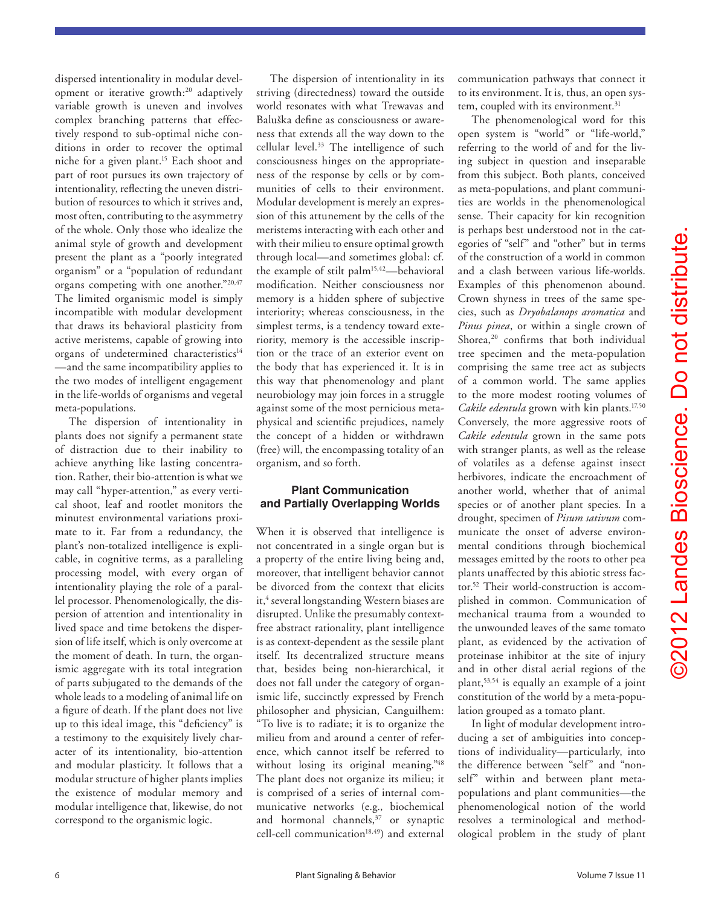dispersed intentionality in modular development or iterative growth:[20] adaptively variable growth is uneven and involves complex branching patterns that effectively respond to sub-optimal niche conditions in order to recover the optimal niche for a given plant.[15] Each shoot and part of root pursues its own trajectory of intentionality, reflecting the uneven distribution of resources to which it strives and, most often, contributing to the asymmetry of the whole. Only those who idealize the animal style of growth and development present the plant as a "poorly integrated organism" or a "population of redundant organs competing with one another."[20,47] The limited organismic model is simply incompatible with modular development that draws its behavioral plasticity from active meristems, capable of growing into organs of undetermined characteristics[14]—and the same incompatibility applies to the two modes of intelligent engagement in the life-worlds of organisms and vegetal meta-populations.

The dispersion of intentionality in plants does not signify a permanent state of distraction due to their inability to achieve anything like lasting concentration. Rather, their bio-attention is what we may call "hyper-attention," as every vertical shoot, leaf and rootlet monitors the minutest environmental variations proximate to it. Far from a redundancy, the plant's non-totalized intelligence is explicable, in cognitive terms, as a paralleling processing model, with every organ of intentionality playing the role of a parallel processor. Phenomenologically, the dispersion of attention and intentionality in lived space and time betokens the dispersion of life itself, which is only overcome at the moment of death. In turn, the organismic aggregate with its total integration of parts subjugated to the demands of the whole leads to a modeling of animal life on a figure of death. If the plant does not live up to this ideal image, this "deficiency" is a testimony to the exquisitely lively character of its intentionality, bio-attention and modular plasticity. It follows that a modular structure of higher plants implies the existence of modular memory and modular intelligence that, likewise, do not correspond to the organismic logic.

The dispersion of intentionality in its striving (directedness) toward the outside world resonates with what Trewavas and Baluška define as consciousness or awareness that extends all the way down to the cellular level.[33] The intelligence of such consciousness hinges on the appropriateness of the response by cells or by communities of cells to their environment. Modular development is merely an expression of this attunement by the cells of the meristems interacting with each other and with their milieu to ensure optimal growth through local—and sometimes global: cf. the example of stilt palm[15,42]—behavioral modification. Neither consciousness nor memory is a hidden sphere of subjective interiority; whereas consciousness, in the simplest terms, is a tendency toward exteriority, memory is the accessible inscription or the trace of an exterior event on the body that has experienced it. It is in this way that phenomenology and plant neurobiology may join forces in a struggle against some of the most pernicious metaphysical and scientific prejudices, namely the concept of a hidden or withdrawn (free) will, the encompassing totality of an organism, and so forth.

## Plant Communication and Partially Overlapping Worlds

When it is observed that intelligence is not concentrated in a single organ but is a property of the entire living being and, moreover, that intelligent behavior cannot be divorced from the context that elicits it,[4] several longstanding Western biases are disrupted. Unlike the presumably context-free abstract rationality, plant intelligence is as context-dependent as the sessile plant itself. Its decentralized structure means that, besides being non-hierarchical, it does not fall under the category of organismic life, succinctly expressed by French philosopher and physician, Canguilhem: "To live is to radiate; it is to organize the milieu from and around a center of reference, which cannot itself be referred to without losing its original meaning."[48] The plant does not organize its milieu; it is comprised of a series of internal communicative networks (e.g., biochemical and hormonal channels,[37] or synaptic cell-cell communication[18,49]) and external communication pathways that connect it to its environment. It is, thus, an open system, coupled with its environment.[31]

The phenomenological word for this open system is "world" or "life-world," referring to the world of and for the living subject in question and inseparable from this subject. Both plants, conceived as meta-populations, and plant communities are worlds in the phenomenological sense. Their capacity for kin recognition is perhaps best understood not in the categories of "self" and "other" but in terms of the construction of a world in common and a clash between various life-worlds. Examples of this phenomenon abound. Crown shyness in trees of the same species, such as *Dryobalanops aromatica* and *Pinus pinea*, or within a single crown of Shorea,[20] confirms that both individual tree specimen and the meta-population comprising the same tree act as subjects of a common world. The same applies to the more modest rooting volumes of *Cakile edentula* grown with kin plants.[17,50] Conversely, the more aggressive roots of *Cakile edentula* grown in the same pots with stranger plants, as well as the release of volatiles as a defense against insect herbivores, indicate the encroachment of another world, whether that of animal species or of another plant species. In a drought, specimen of *Pisum sativum* communicate the onset of adverse environmental conditions through biochemical messages emitted by the roots to other pea plants unaffected by this abiotic stress factor.[52] Their world-construction is accomplished in common. Communication of mechanical trauma from a wounded to the unwounded leaves of the same tomato plant, as evidenced by the activation of proteinase inhibitor at the site of injury and in other distal aerial regions of the plant,[53,54] is equally an example of a joint constitution of the world by a meta-population grouped as a tomato plant.

In light of modular development introducing a set of ambiguities into conceptions of individuality—particularly, into the difference between "self" and "non-self" within and between plant meta-populations and plant communities—the phenomenological notion of the world resolves a terminological and methodological problem in the study of plant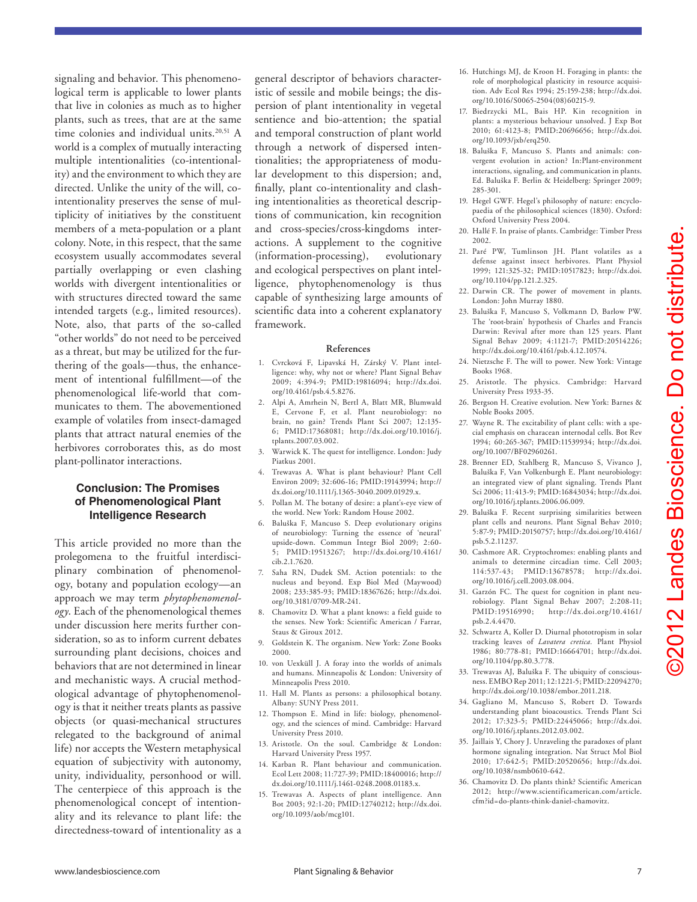signaling and behavior. This phenomenological term is applicable to lower plants that live in colonies as much as to higher plants, such as trees, that are at the same time colonies and individual units.[20,51] A world is a complex of mutually interacting multiple intentionalities (co-intentionality) and the environment to which they are directed. Unlike the unity of the will, co-intentionality preserves the sense of multiplicity of initiatives by the constituent members of a meta-population or a plant colony. Note, in this respect, that the same ecosystem usually accommodates several partially overlapping or even clashing worlds with divergent intentionalities or with structures directed toward the same intended targets (e.g., limited resources). Note, also, that parts of the so-called "other worlds" do not need to be perceived as a threat, but may be utilized for the furthering of the goals—thus, the enhancement of intentional fulfillment—of the phenomenological life-world that communicates to them. The abovementioned example of volatiles from insect-damaged plants that attract natural enemies of the herbivores corroborates this, as do most plant-pollinator interactions.

## Conclusion: The Promises of Phenomenological Plant Intelligence Research

This article provided no more than the prolegomena to the fruitful interdisciplinary combination of phenomenology, botany and population ecology—an approach we may term *phytophenomenology*. Each of the phenomenological themes under discussion here merits further consideration, so as to inform current debates surrounding plant decisions, choices and behaviors that are not determined in linear and mechanistic ways. A crucial methodological advantage of phytophenomenology is that it neither treats plants as passive objects (or quasi-mechanical structures relegated to the background of animal life) nor accepts the Western metaphysical equation of subjectivity with autonomy, unity, individuality, personhood or will. The centerpiece of this approach is the phenomenological concept of intentionality and its relevance to plant life: the directedness-toward of intentionality as a general descriptor of behaviors characteristic of sessile and mobile beings; the dispersion of plant intentionality in vegetal sentience and bio-attention; the spatial and temporal construction of plant world through a network of dispersed intentionalities; the appropriateness of modular development to this dispersion; and, finally, plant co-intentionality and clashing intentionalities as theoretical descriptions of communication, kin recognition and cross-species/cross-kingdoms interactions. A supplement to the cognitive (information-processing), evolutionary and ecological perspectives on plant intelligence, phytophenomenology is thus capable of synthesizing large amounts of scientific data into a coherent explanatory framework.

### References

1. Cvrcková F, Lipavská H, Zárský V. Plant intelligence: why, why not or where? Plant Signal Behav 2009; 4:394-9; PMID:19816094; http://dx.doi.org/10.4161/psb.4.5.8276.
2. Alpi A, Amrhein N, Bertl A, Blatt MR, Blumwald E, Cervone F, et al. Plant neurobiology: no brain, no gain? Trends Plant Sci 2007; 12:135-6; PMID:17368081; http://dx.doi.org/10.1016/j.tplants.2007.03.002.
3. Warwick K. The quest for intelligence. London: Judy Piatkus 2001.
4. Trewavas A. What is plant behaviour? Plant Cell Environ 2009; 32:606-16; PMID:19143994; http://dx.doi.org/10.1111/j.1365-3040.2009.01929.x.
5. Pollan M. The botany of desire: a plant's-eye view of the world. New York: Random House 2002.
6. Baluška F, Mancuso S. Deep evolutionary origins of neurobiology: Turning the essence of 'neural' upside-down. Commun Integr Biol 2009; 2:60-5; PMID:19513267; http://dx.doi.org/10.4161/cib.2.1.7620.
7. Saha RN, Dudek SM. Action potentials: to the nucleus and beyond. Exp Biol Med (Maywood) 2008; 233:385-93; PMID:18367626; http://dx.doi.org/10.3181/0709-MR-241.
8. Chamovitz D. What a plant knows: a field guide to the senses. New York: Scientific American / Farrar, Staus & Giroux 2012.
9. Goldstein K. The organism. New York: Zone Books 2000.
10. von Uexküll J. A foray into the worlds of animals and humans. Minneapolis & London: University of Minneapolis Press 2010.
11. Hall M. Plants as persons: a philosophical botany. Albany: SUNY Press 2011.
12. Thompson E. Mind in life: biology, phenomenology, and the sciences of mind. Cambridge: Harvard University Press 2010.
13. Aristotle. On the soul. Cambridge & London: Harvard University Press 1957.
14. Karban R. Plant behaviour and communication. Ecol Lett 2008; 11:727-39; PMID:18400016; http://dx.doi.org/10.1111/j.1461-0248.2008.01183.x.
15. Trewavas A. Aspects of plant intelligence. Ann Bot 2003; 92:1-20; PMID:12740212; http://dx.doi.org/10.1093/aob/mcg101.
16. Hutchings MJ, de Kroon H. Foraging in plants: the role of morphological plasticity in resource acquisition. Adv Ecol Res 1994; 25:159-238; http://dx.doi.org/10.1016/S0065-2504(08)60215-9.
17. Biedrzycki ML, Bais HP. Kin recognition in plants: a mysterious behaviour unsolved. J Exp Bot 2010; 61:4123-8; PMID:20696656; http://dx.doi.org/10.1093/jxb/erq250.
18. Baluška F, Mancuso S. Plants and animals: convergent evolution in action? In:Plant-environment interactions, signaling, and communication in plants. Ed. Baluška F. Berlin & Heidelberg: Springer 2009; 285-301.
19. Hegel GWF. Hegel's philosophy of nature: encyclopaedia of the philosophical sciences (1830). Oxford: Oxford University Press 2004.
20. Hallé F. In praise of plants. Cambridge: Timber Press 2002.
21. Paré PW, Tumlinson JH. Plant volatiles as a defense against insect herbivores. Plant Physiol 1999; 121:325-32; PMID:10517823; http://dx.doi.org/10.1104/pp.121.2.325.
22. Darwin CR. The power of movement in plants. London: John Murray 1880.
23. Baluška F, Mancuso S, Volkmann D, Barlow PW. The 'root-brain' hypothesis of Charles and Francis Darwin: Revival after more than 125 years. Plant Signal Behav 2009; 4:1121-7; PMID:20514226; http://dx.doi.org/10.4161/psb.4.12.10574.
24. Nietzsche F. The will to power. New York: Vintage Books 1968.
25. Aristotle. The physics. Cambridge: Harvard University Press 1933-35.
26. Bergson H. Creative evolution. New York: Barnes & Noble Books 2005.
27. Wayne R. The excitability of plant cells: with a special emphasis on characean internodal cells. Bot Rev 1994; 60:265-367; PMID:11539934; http://dx.doi.org/10.1007/BF02960261.
28. Brenner ED, Stahlberg R, Mancuso S, Vivanco J, Baluška F, Van Volkenburgh E. Plant neurobiology: an integrated view of plant signaling. Trends Plant Sci 2006; 11:413-9; PMID:16843034; http://dx.doi.org/10.1016/j.tplants.2006.06.009.
29. Baluška F. Recent surprising similarities between plant cells and neurons. Plant Signal Behav 2010; 5:87-9; PMID:20150757; http://dx.doi.org/10.4161/psb.5.2.11237.
30. Cashmore AR. Cryptochromes: enabling plants and animals to determine circadian time. Cell 2003; 114:537-43; PMID:13678578; http://dx.doi.org/10.1016/j.cell.2003.08.004.
31. Garzón FC. The quest for cognition in plant neurobiology. Plant Signal Behav 2007; 2:208-11; PMID:19516990; http://dx.doi.org/10.4161/psb.2.4.4470.
32. Schwartz A, Koller D. Diurnal phototropism in solar tracking leaves of *Lavatera cretica*. Plant Physiol 1986; 80:778-81; PMID:16664701; http://dx.doi.org/10.1104/pp.80.3.778.
33. Trewavas AJ, Baluška F. The ubiquity of consciousness. EMBO Rep 2011; 12:1221-5; PMID:22094270; http://dx.doi.org/10.1038/embor.2011.218.
34. Gagliano M, Mancuso S, Robert D. Towards understanding plant bioacoustics. Trends Plant Sci 2012; 17:323-5; PMID:22445066; http://dx.doi.org/10.1016/j.tplants.2012.03.002.
35. Jaillais Y, Chory J. Unraveling the paradoxes of plant hormone signaling integration. Nat Struct Mol Biol 2010; 17:642-5; PMID:20520656; http://dx.doi.org/10.1038/nsmb0610-642.
36. Chamovitz D. Do plants think? Scientific American 2012; http://www.scientificamerican.com/article.cfm?id=do-plants-think-daniel-chamovitz.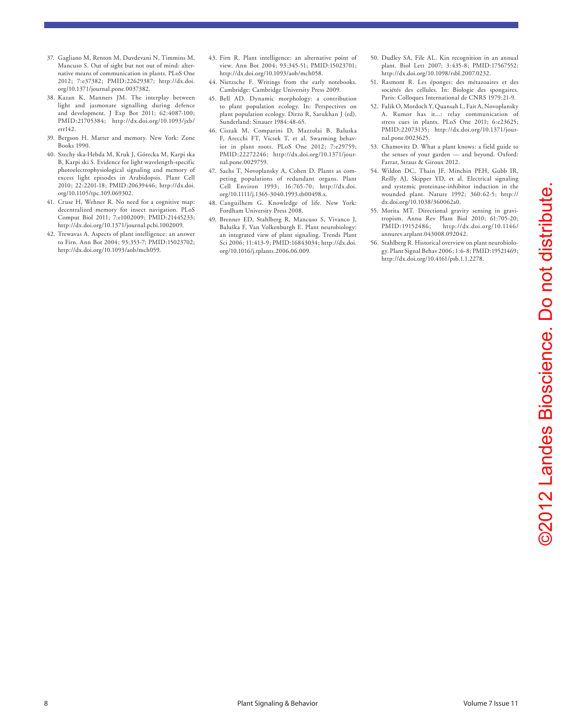37. Gagliano M, Renton M, Duvdevani N, Timmins M, Mancuso S. Out of sight but not out of mind: alternative means of communication in plants. PLoS One 2012; 7:e37382; PMID:22629387; http://dx.doi.org/10.1371/journal.pone.0037382.
38. Kazan K, Manners JM. The interplay between light and jasmonate signalling during defence and development. J Exp Bot 2011; 62:4087-100; PMID:21705384; http://dx.doi.org/10.1093/jxb/err142.
39. Bergson H. Matter and memory. New York: Zone Books 1990.
40. Szechy ska-Hebda M, Kruk J, Górecka M, Karpi ska B, Karpi ski S. Evidence for light wavelength-specific photoelectrophysiological signaling and memory of excess light episodes in Arabidopsis. Plant Cell 2010; 22:2201-18; PMID:20639446; http://dx.doi.org/10.1105/tpc.109.069302.
41. Cruse H, Wehner R. No need for a cognitive map: decentralized memory for insect navigation. PLoS Comput Biol 2011; 7:e1002009; PMID:21445233; http://dx.doi.org/10.1371/journal.pcbi.1002009.
42. Trewavas A. Aspects of plant intelligence: an answer to Firn. Ann Bot 2004; 93:353-7; PMID:15023702; http://dx.doi.org/10.1093/aob/mch059.
43. Firn R. Plant intelligence: an alternative point of view. Ann Bot 2004; 93:345-51; PMID:15023701; http://dx.doi.org/10.1093/aob/mch058.
44. Nietzsche F. Writings from the early notebooks. Cambridge: Cambridge University Press 2009.
45. Bell AD. Dynamic morphology: a contribution to plant population ecology. In: Perspectives on plant population ecology. Dirzo R, Sarukhan J (ed). Sunderland: Sinauer 1984:48-65.
46. Ciszak M, Comparini D, Mazzolai B, Baluska F, Arecchi FT, Vicsek T, et al. Swarming behavior in plant roots. PLoS One 2012; 7:e29759; PMID:22272246; http://dx.doi.org/10.1371/journal.pone.0029759.
47. Sachs T, Novoplansky A, Cohen D. Plants as competing populations of redundant organs. Plant Cell Environ 1993; 16:765-70; http://dx.doi.org/10.1111/j.1365-3040.1993.tb00498.x.
48. Canguilhem G. Knowledge of life. New York: Fordham University Press 2008.
49. Brenner ED, Stahlberg R, Mancuso S, Vivanco J, Baluška F, Van Volkenburgh E. Plant neurobiology: an integrated view of plant signaling. Trends Plant Sci 2006; 11:413-9; PMID:16843034; http://dx.doi.org/10.1016/j.tplants.2006.06.009.
50. Dudley SA, File AL. Kin recognition in an annual plant. Biol Lett 2007; 3:435-8; PMID:17567552; http://dx.doi.org/10.1098/rsbl.2007.0232.
51. Rasmont R. Les éponges: des métazoaires et des sociétés des cellules. In: Biologie des spongaires. Paris: Colloques International de CNRS 1979:21-9.
52. Falik O, Mordoch Y, Quansah L, Fait A, Novoplansky A. Rumor has it...: relay communication of stress cues in plants. PLoS One 2011; 6:e23625; PMID:22073135; http://dx.doi.org/10.1371/journal.pone.0023625.
53. Chamovitz D. What a plant knows: a field guide to the senses of your garden — and beyond. Oxford: Farrar, Straus & Giroux 2012.
54. Wildon DC, Thain JF, Minchin PEH, Gubb IR, Reilly AJ, Skipper YD, et al. Electrical signaling and systemic proteinase-inhibitor induction in the wounded plant. Nature 1992; 360:62-5; http://dx.doi.org/10.1038/360062a0.
55. Morita MT. Directional gravity sensing in gravitropism. Annu Rev Plant Biol 2010; 61:705-20; PMID:19152486; http://dx.doi.org/10.1146/annurev.arplant.043008.092042.
56. Stahlberg R. Historical overview on plant neurobiology. Plant Signal Behav 2006; 1:6-8; PMID:19521469; http://dx.doi.org/10.4161/psb.1.1.2278.